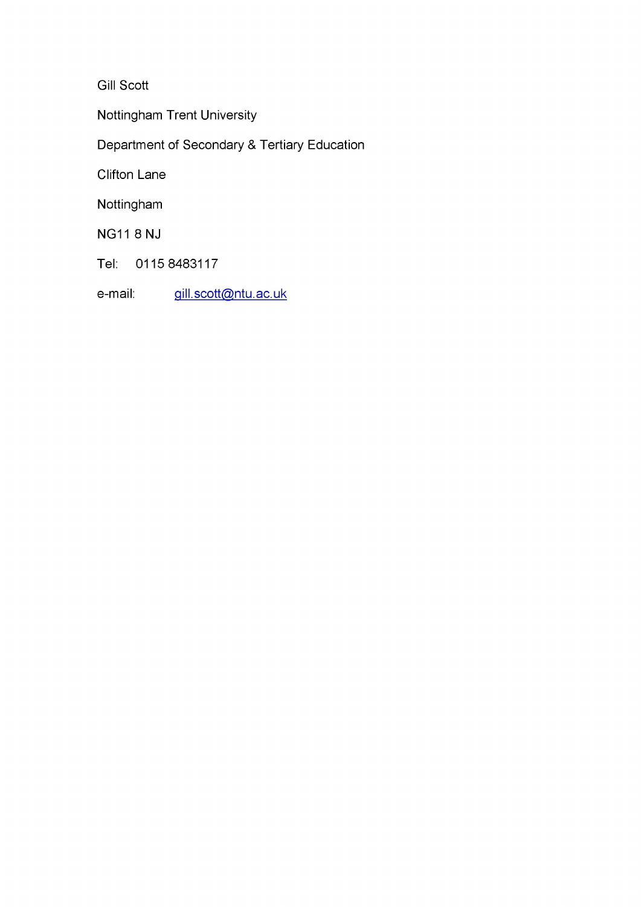Gill Scott

Nottingham Trent University

Department of Secondary & Tertiary Education

Clifton Lane

Nottingham

NG11 8 NJ

Tel: 0115 8483117

e-mail: gill.scott@ntu.ac.uk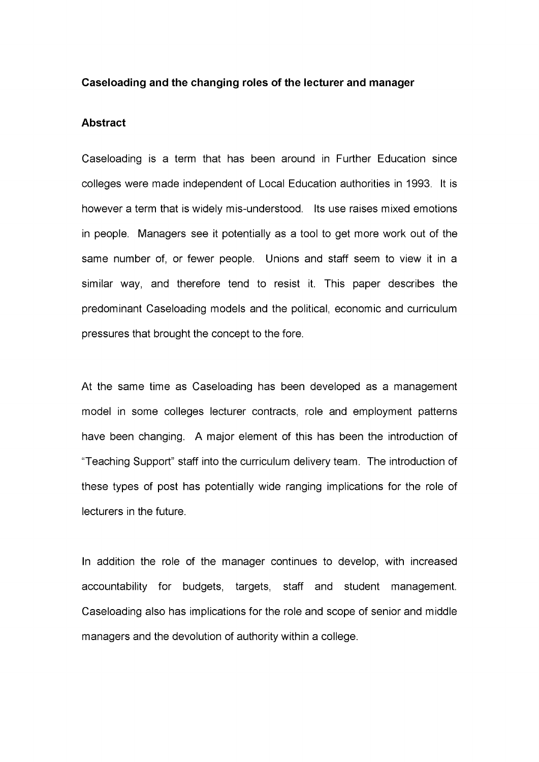**Caseloading and the changing roles of the lecturer and manager**

**Abstract**

Caseloading is a term that has been around in Further Education since colleges were made independent of Local Education authorities in 1993. It is however a term that is widely mis-understood. Its use raises mixed emotions in people. Managers see it potentially as a tool to get more work out of the same number of, or fewer people. Unions and staff seem to view it in a similar way, and therefore tend to resist it. This paper describes the predominant Caseloading models and the political, economic and curriculum pressures that brought the concept to the fore.

At the same time as Caseloading has been developed as a management model in some colleges lecturer contracts, role and employment patterns have been changing. A major element of this has been the introduction of "Teaching Support" staff into the curriculum delivery team. The introduction of these types of post has potentially wide ranging implications for the role of lecturers in the future.

In addition the role of the manager continues to develop, with increased accountability for budgets, targets, staff and student management. Caseloading also has implications for the role and scope of senior and middle managers and the devolution of authority within a college.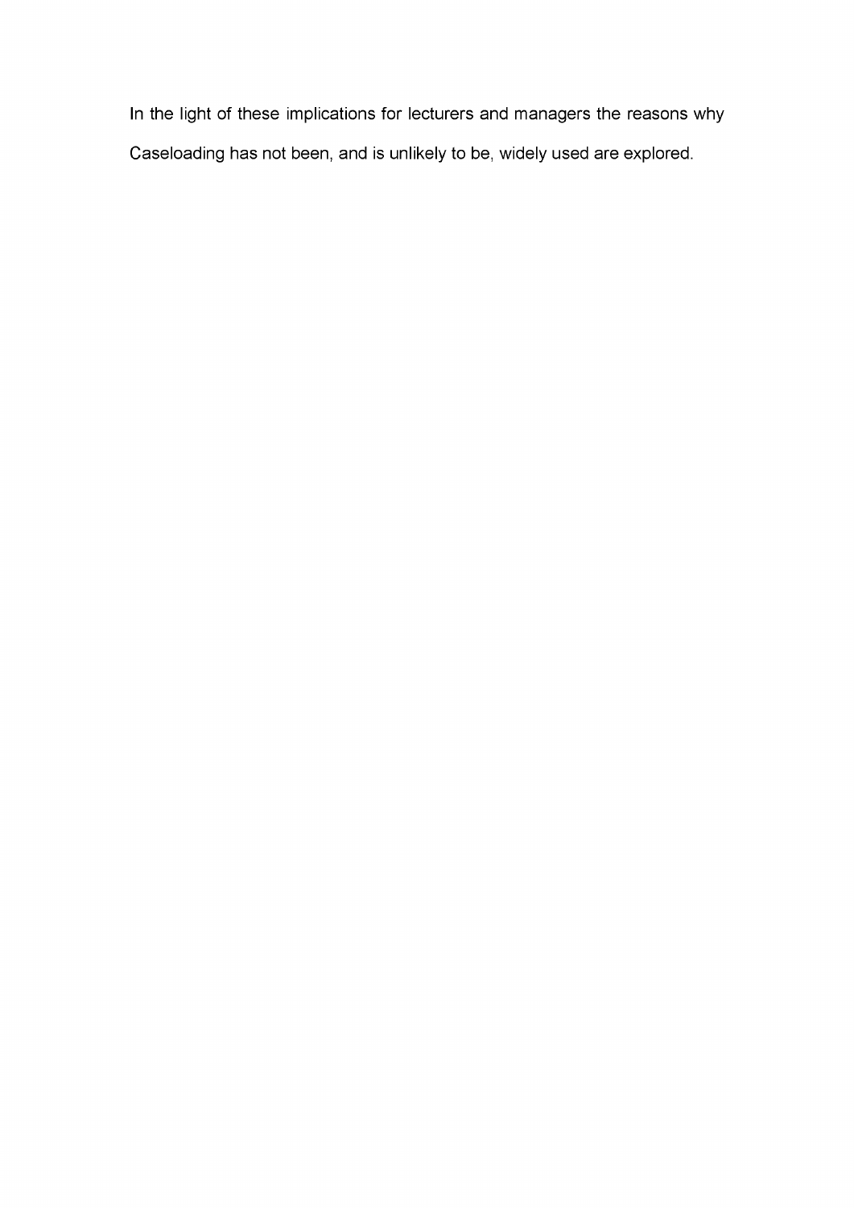In the light of these implications for lecturers and managers the reasons why Caseloading has not been, and is unlikely to be, widely used are explored.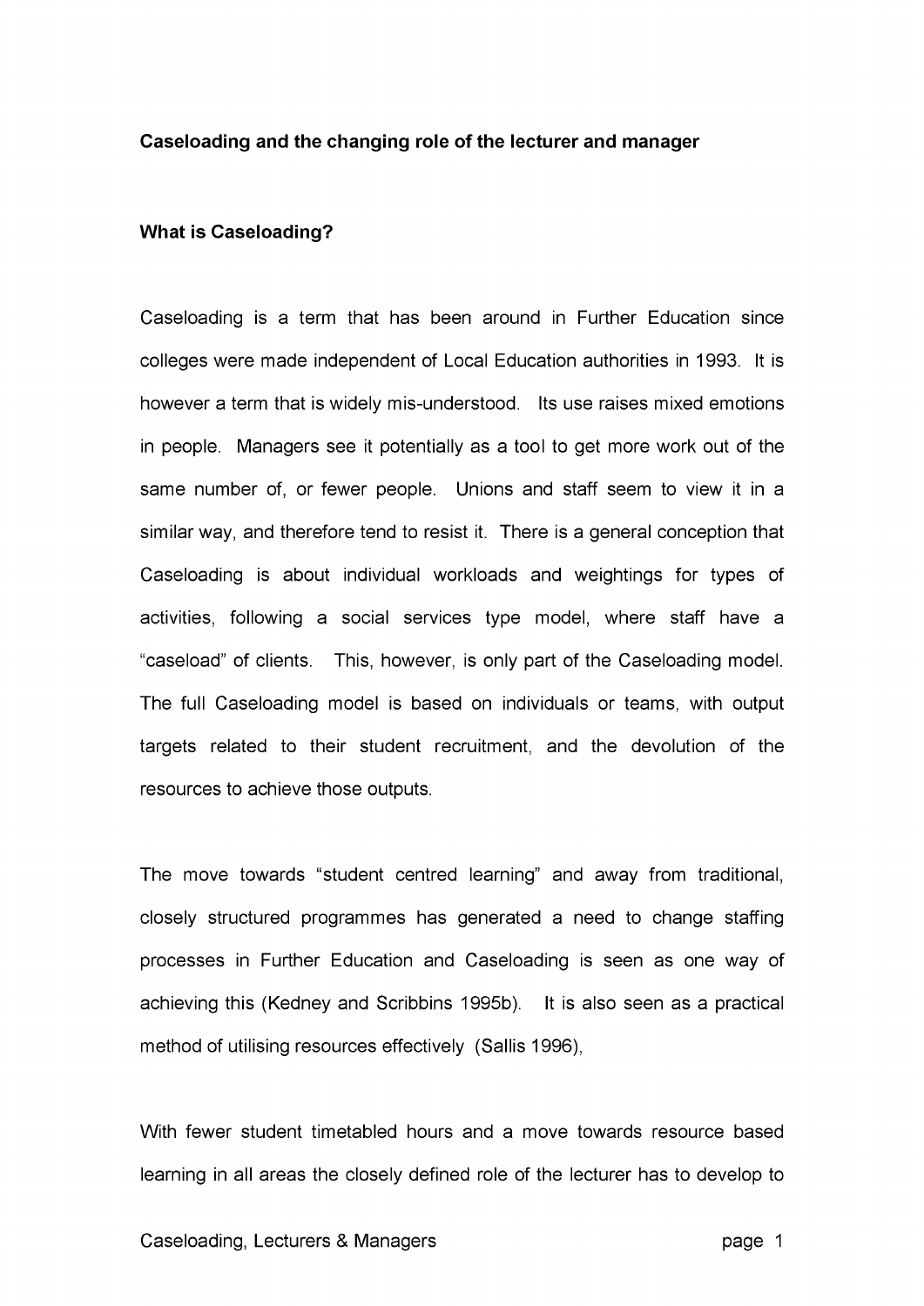**Caseloading and the changing role of the lecturer and manager**

**What is Caseloading?**

Caseloading is a term that has been around in Further Education since colleges were made independent of Local Education authorities in 1993. It is however a term that is widely mis-understood. Its use raises mixed emotions in people. Managers see it potentially as a tool to get more work out of the same number of, or fewer people. Unions and staff seem to view it in a similar way, and therefore tend to resist it. There is a general conception that Caseloading is about individual workloads and weightings for types of activities, following a social services type model, where staff have a "caseload" of clients. This, however, is only part of the Caseloading model. The full Caseloading model is based on individuals or teams, with output targets related to their student recruitment, and the devolution of the resources to achieve those outputs.

The move towards "student centred learning" and away from traditional, closely structured programmes has generated a need to change staffing processes in Further Education and Caseloading is seen as one way of achieving this (Kedney and Scribbins 1995b). It is also seen as a practical method of utilising resources effectively (Sallis 1996),

With fewer student timetabled hours and a move towards resource based learning in all areas the closely defined role of the lecturer has to develop to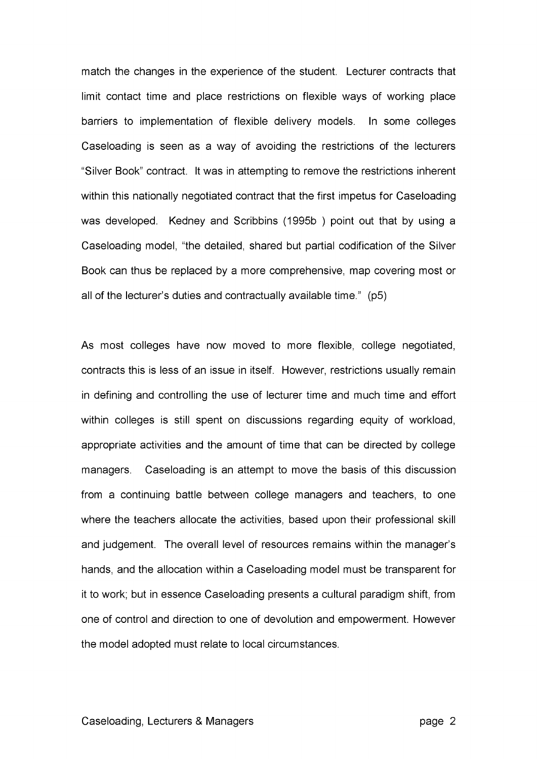match the changes in the experience of the student. Lecturer contracts that limit contact time and place restrictions on flexible ways of working place barriers to implementation of flexible delivery models. In some colleges Caseloading is seen as a way of avoiding the restrictions of the lecturers "Silver Book" contract. It was in attempting to remove the restrictions inherent within this nationally negotiated contract that the first impetus for Caseloading was developed. Kedney and Scribbins (1995b ) point out that by using a Caseloading model, "the detailed, shared but partial codification of the Silver Book can thus be replaced by a more comprehensive, map covering most or all of the lecturer's duties and contractually available time." (p5)

As most colleges have now moved to more flexible, college negotiated, contracts this is less of an issue in itself. However, restrictions usually remain in defining and controlling the use of lecturer time and much time and effort within colleges is still spent on discussions regarding equity of workload, appropriate activities and the amount of time that can be directed by college managers. Caseloading is an attempt to move the basis of this discussion from a continuing battle between college managers and teachers, to one where the teachers allocate the activities, based upon their professional skill and judgement. The overall level of resources remains within the manager's hands, and the allocation within a Caseloading model must be transparent for it to work; but in essence Caseloading presents a cultural paradigm shift, from one of control and direction to one of devolution and empowerment. However the model adopted must relate to local circumstances.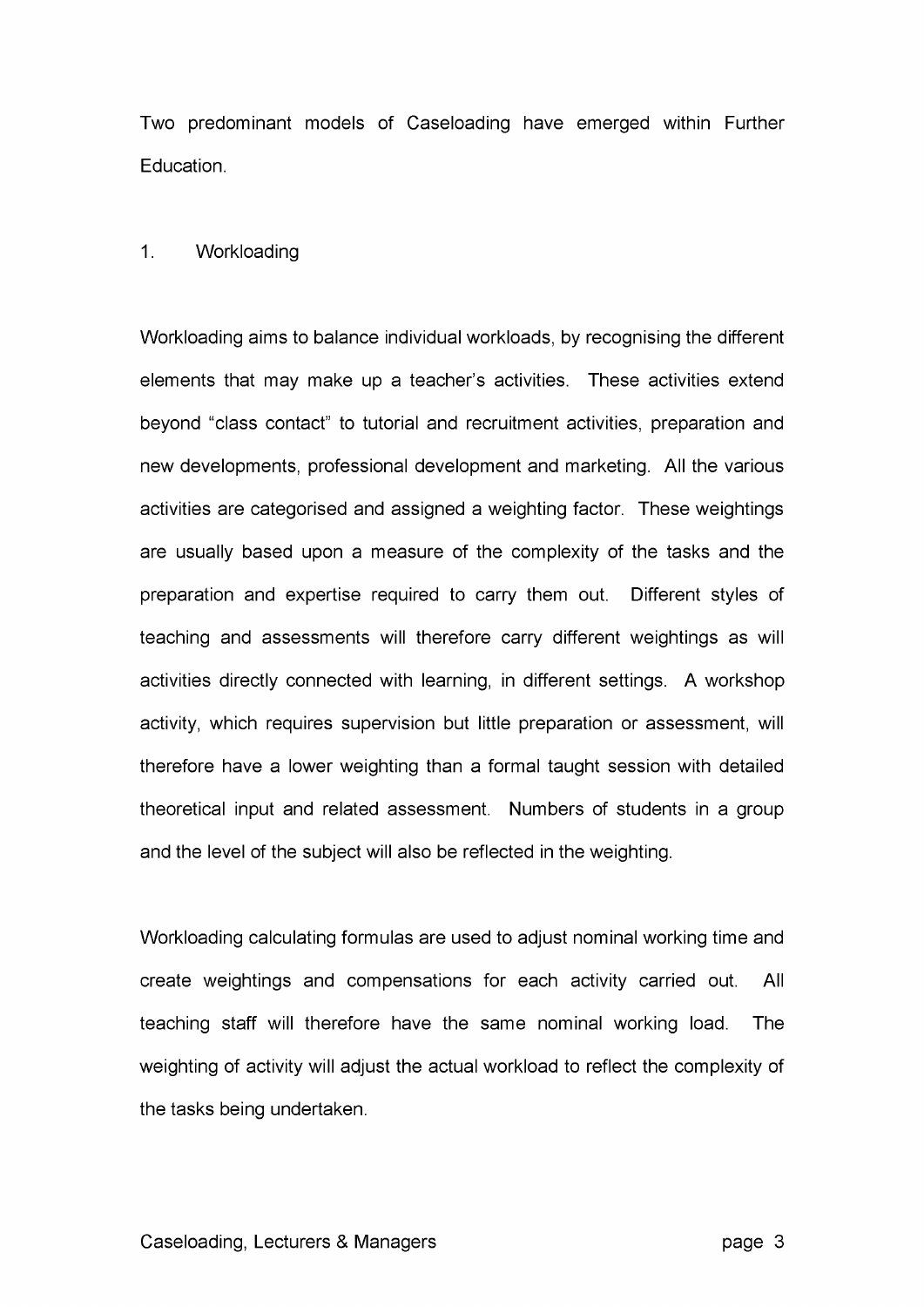Two predominant models of Caseloading have emerged within Further Education.

1. Workloading

Workloading aims to balance individual workloads, by recognising the different elements that may make up a teacher's activities. These activities extend beyond "class contact" to tutorial and recruitment activities, preparation and new developments, professional development and marketing. All the various activities are categorised and assigned a weighting factor. These weightings are usually based upon a measure of the complexity of the tasks and the preparation and expertise required to carry them out. Different styles of teaching and assessments will therefore carry different weightings as will activities directly connected with learning, in different settings. A workshop activity, which requires supervision but little preparation or assessment, will therefore have a lower weighting than a formal taught session with detailed theoretical input and related assessment. Numbers of students in a group and the level of the subject will also be reflected in the weighting.

Workloading calculating formulas are used to adjust nominal working time and create weightings and compensations for each activity carried out. All teaching staff will therefore have the same nominal working load. The weighting of activity will adjust the actual workload to reflect the complexity of the tasks being undertaken.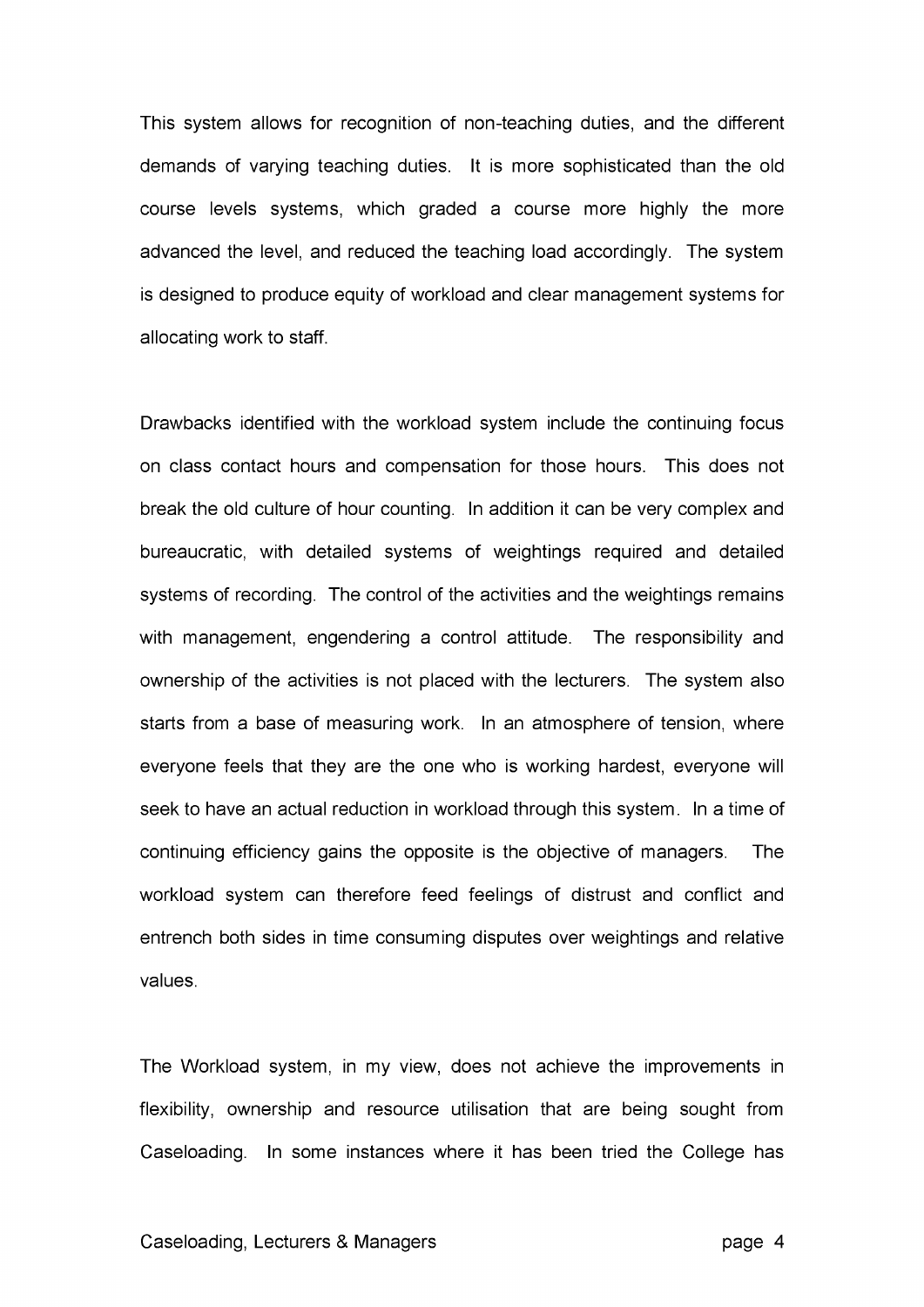This system allows for recognition of non-teaching duties, and the different demands of varying teaching duties. It is more sophisticated than the old course levels systems, which graded a course more highly the more advanced the level, and reduced the teaching load accordingly. The system is designed to produce equity of workload and clear management systems for allocating work to staff.

Drawbacks identified with the workload system include the continuing focus on class contact hours and compensation for those hours. This does not break the old culture of hour counting. In addition it can be very complex and bureaucratic, with detailed systems of weightings required and detailed systems of recording. The control of the activities and the weightings remains with management, engendering a control attitude. The responsibility and ownership of the activities is not placed with the lecturers. The system also starts from a base of measuring work. In an atmosphere of tension, where everyone feels that they are the one who is working hardest, everyone will seek to have an actual reduction in workload through this system. In a time of continuing efficiency gains the opposite is the objective of managers. The workload system can therefore feed feelings of distrust and conflict and entrench both sides in time consuming disputes over weightings and relative values.

The Workload system, in my view, does not achieve the improvements in flexibility, ownership and resource utilisation that are being sought from Caseloading. In some instances where it has been tried the College has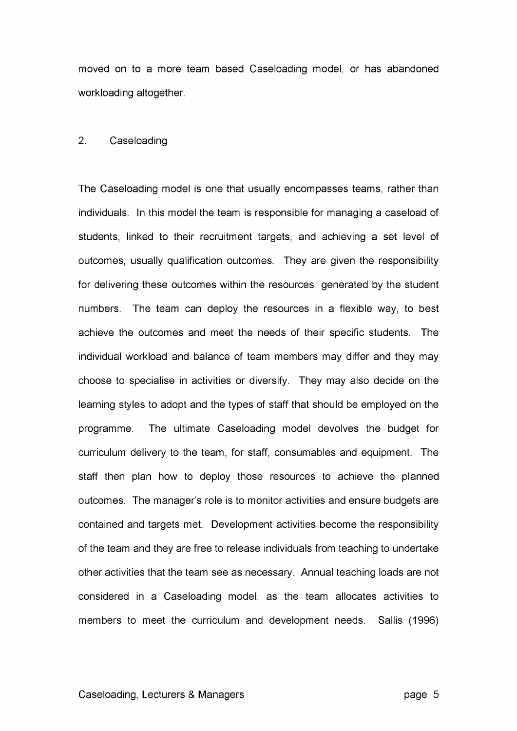moved on to a more team based Caseloading model, or has abandoned workloading altogether.

## 2. Caseloading

The Caseloading model is one that usually encompasses teams, rather than individuals. In this model the team is responsible for managing a caseload of students, linked to their recruitment targets, and achieving a set level of outcomes, usually qualification outcomes. They are given the responsibility for delivering these outcomes within the resources generated by the student numbers. The team can deploy the resources in a flexible way, to best achieve the outcomes and meet the needs of their specific students. The individual workload and balance of team members may differ and they may choose to specialise in activities or diversify. They may also decide on the learning styles to adopt and the types of staff that should be employed on the programme. The ultimate Caseloading model devolves the budget for curriculum delivery to the team, for staff, consumables and equipment. The staff then plan how to deploy those resources to achieve the planned outcomes. The manager's role is to monitor activities and ensure budgets are contained and targets met. Development activities become the responsibility of the team and they are free to release individuals from teaching to undertake other activities that the team see as necessary. Annual teaching loads are not considered in a Caseloading model, as the team allocates activities to members to meet the curriculum and development needs. Sallis (1996)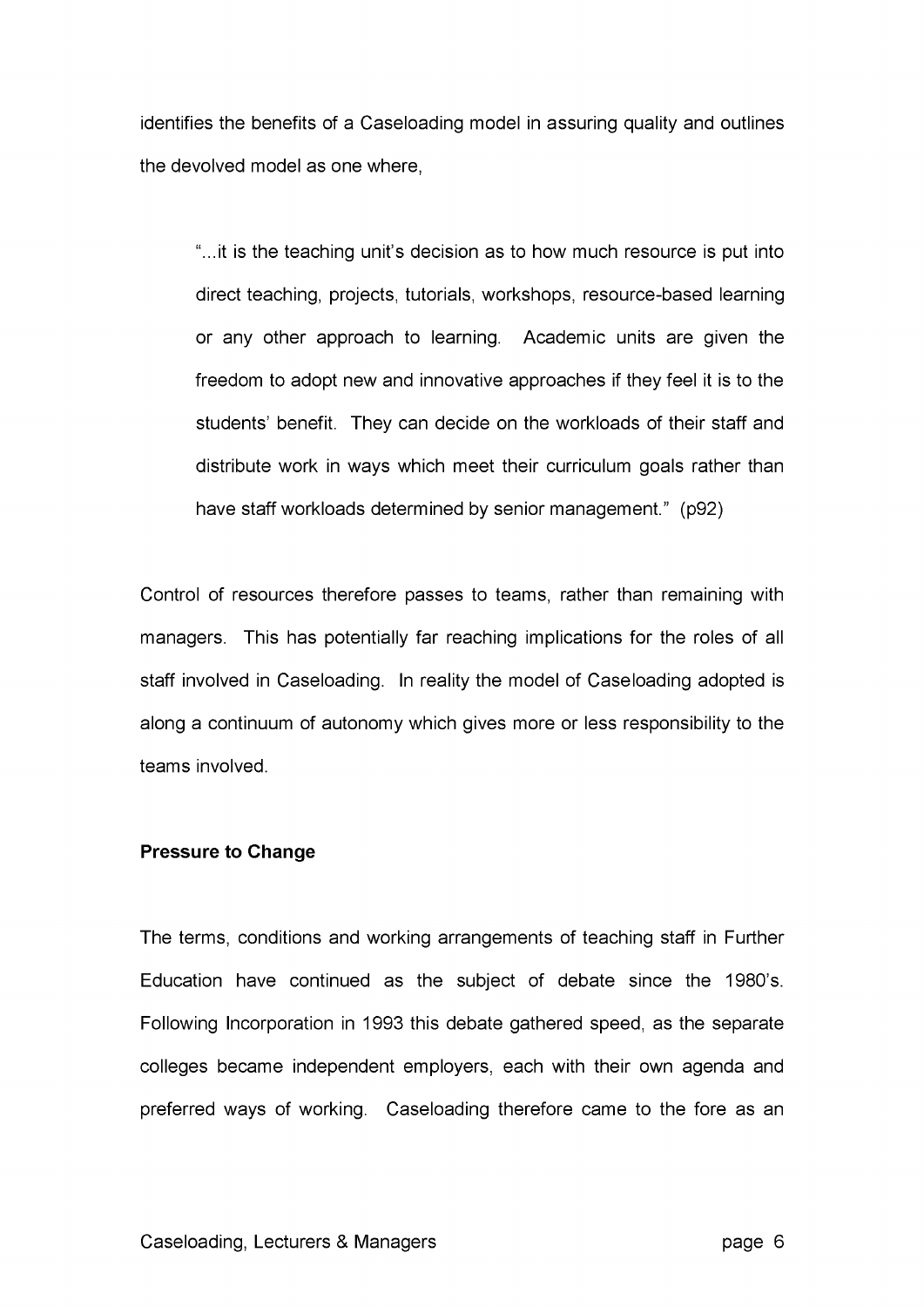identifies the benefits of a Caseloading model in assuring quality and outlines the devolved model as one where,

> "...it is the teaching unit's decision as to how much resource is put into direct teaching, projects, tutorials, workshops, resource-based learning or any other approach to learning. Academic units are given the freedom to adopt new and innovative approaches if they feel it is to the students' benefit. They can decide on the workloads of their staff and distribute work in ways which meet their curriculum goals rather than have staff workloads determined by senior management." (p92)

Control of resources therefore passes to teams, rather than remaining with managers. This has potentially far reaching implications for the roles of all staff involved in Caseloading. In reality the model of Caseloading adopted is along a continuum of autonomy which gives more or less responsibility to the teams involved.

**Pressure to Change**

The terms, conditions and working arrangements of teaching staff in Further Education have continued as the subject of debate since the 1980's. Following Incorporation in 1993 this debate gathered speed, as the separate colleges became independent employers, each with their own agenda and preferred ways of working. Caseloading therefore came to the fore as an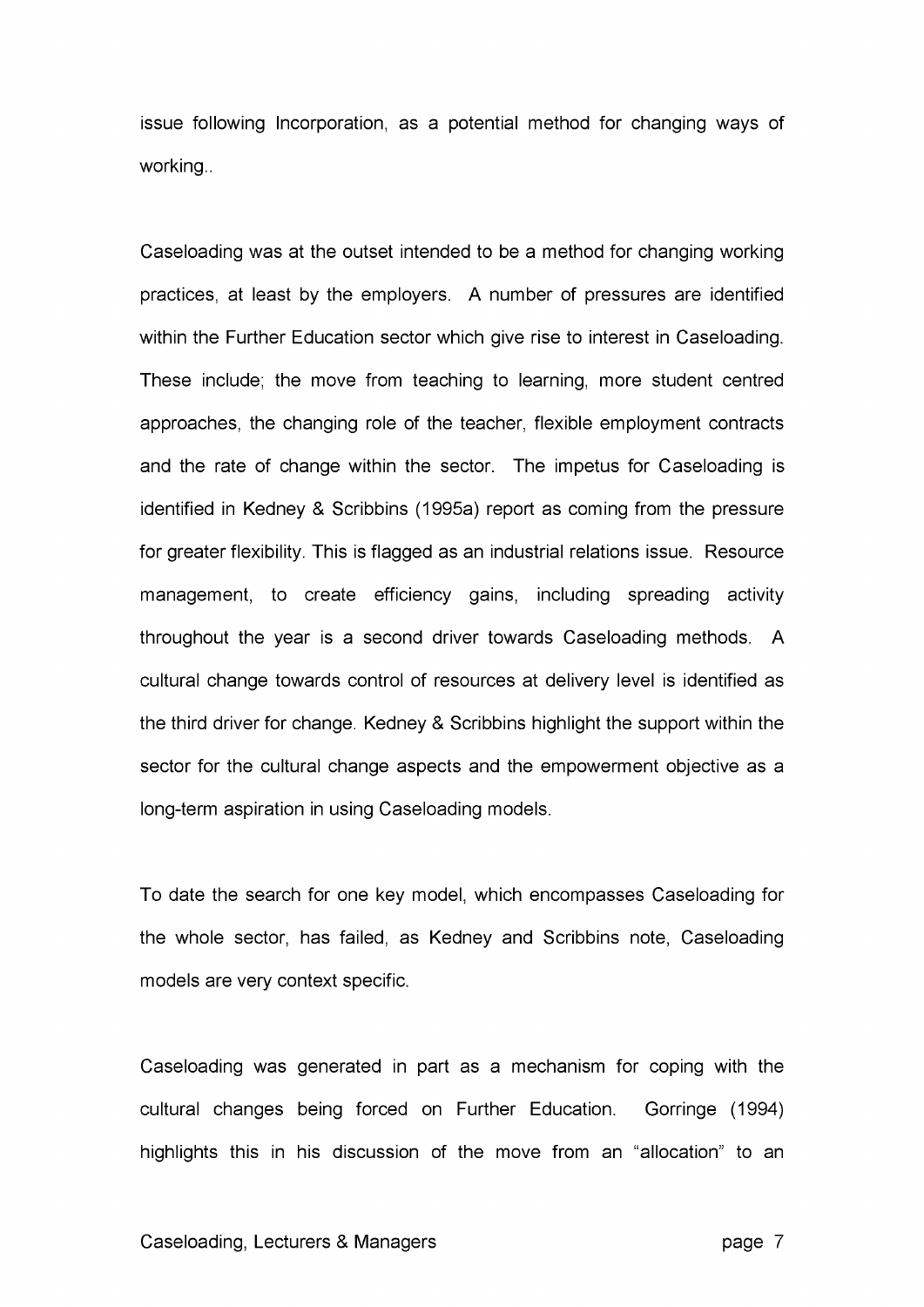issue following Incorporation, as a potential method for changing ways of working..

Caseloading was at the outset intended to be a method for changing working practices, at least by the employers. A number of pressures are identified within the Further Education sector which give rise to interest in Caseloading. These include; the move from teaching to learning, more student centred approaches, the changing role of the teacher, flexible employment contracts and the rate of change within the sector. The impetus for Caseloading is identified in Kedney & Scribbins (1995a) report as coming from the pressure for greater flexibility. This is flagged as an industrial relations issue. Resource management, to create efficiency gains, including spreading activity throughout the year is a second driver towards Caseloading methods. A cultural change towards control of resources at delivery level is identified as the third driver for change. Kedney & Scribbins highlight the support within the sector for the cultural change aspects and the empowerment objective as a long-term aspiration in using Caseloading models.

To date the search for one key model, which encompasses Caseloading for the whole sector, has failed, as Kedney and Scribbins note, Caseloading models are very context specific.

Caseloading was generated in part as a mechanism for coping with the cultural changes being forced on Further Education. Gorringe (1994) highlights this in his discussion of the move from an "allocation" to an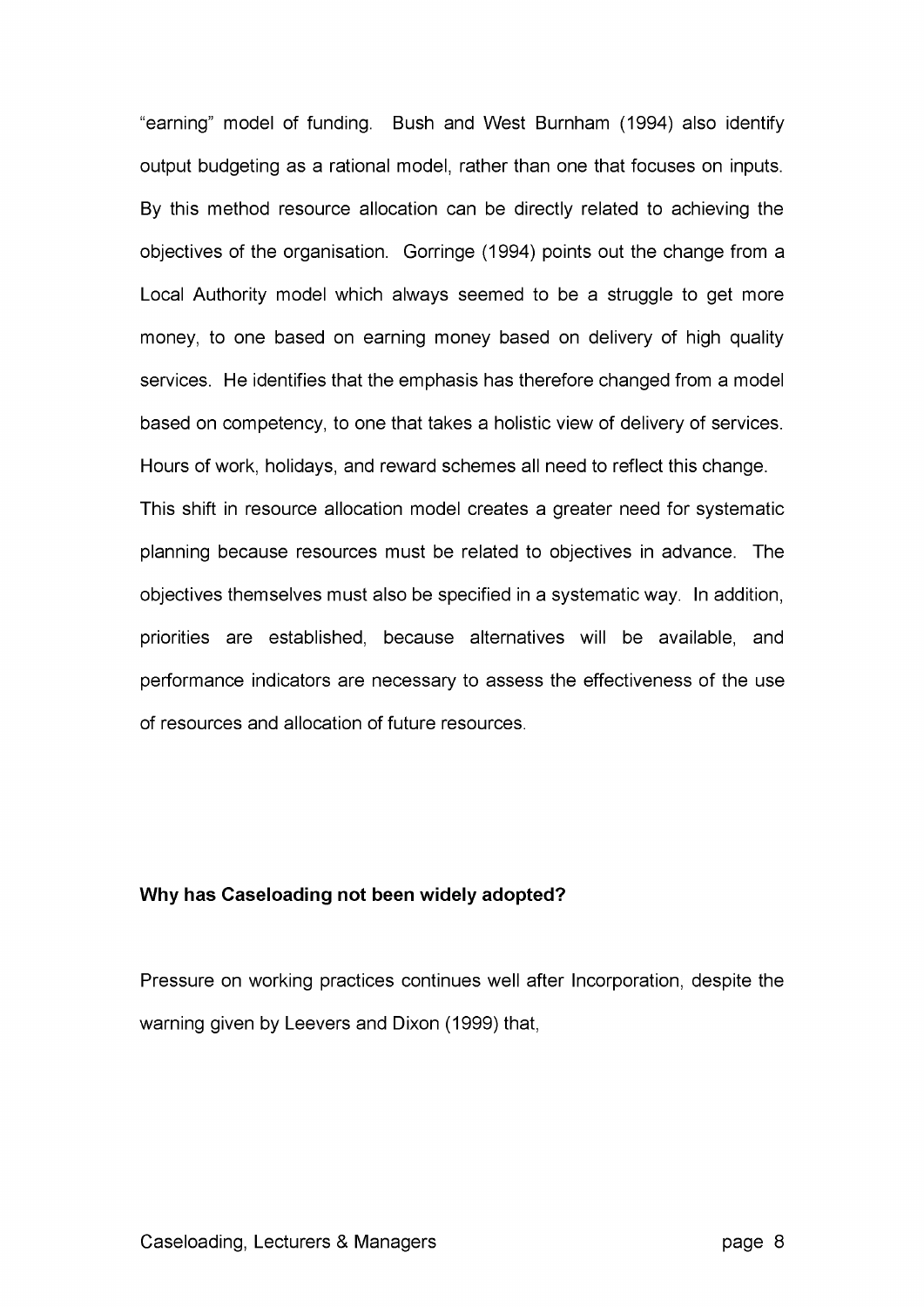"earning" model of funding. Bush and West Burnham (1994) also identify output budgeting as a rational model, rather than one that focuses on inputs. By this method resource allocation can be directly related to achieving the objectives of the organisation. Gorringe (1994) points out the change from a Local Authority model which always seemed to be a struggle to get more money, to one based on earning money based on delivery of high quality services. He identifies that the emphasis has therefore changed from a model based on competency, to one that takes a holistic view of delivery of services. Hours of work, holidays, and reward schemes all need to reflect this change.

This shift in resource allocation model creates a greater need for systematic planning because resources must be related to objectives in advance. The objectives themselves must also be specified in a systematic way. In addition, priorities are established, because alternatives will be available, and performance indicators are necessary to assess the effectiveness of the use of resources and allocation of future resources.

**Why has Caseloading not been widely adopted?**

Pressure on working practices continues well after Incorporation, despite the warning given by Leevers and Dixon (1999) that,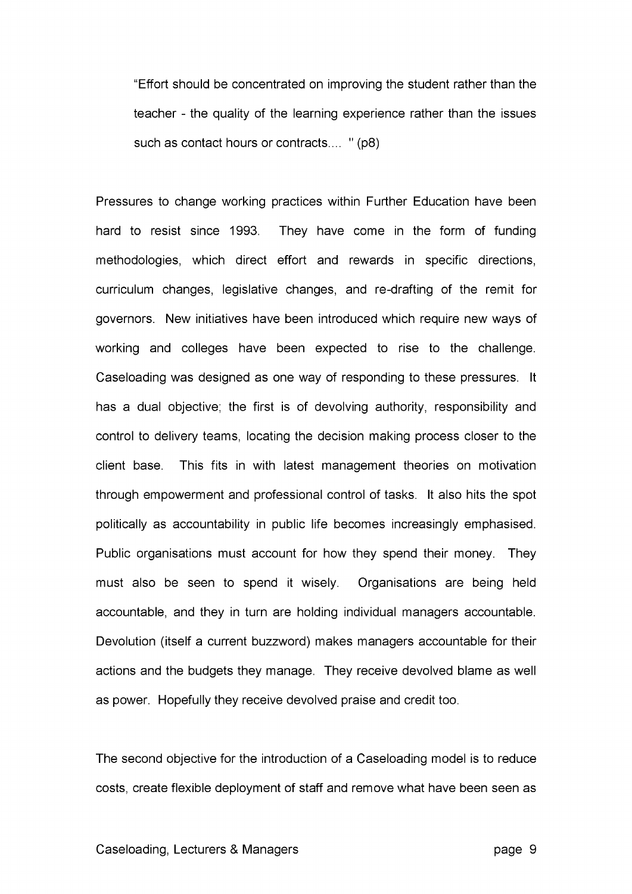> "Effort should be concentrated on improving the student rather than the teacher - the quality of the learning experience rather than the issues such as contact hours or contracts.... " (p8)

Pressures to change working practices within Further Education have been hard to resist since 1993. They have come in the form of funding methodologies, which direct effort and rewards in specific directions, curriculum changes, legislative changes, and re-drafting of the remit for governors. New initiatives have been introduced which require new ways of working and colleges have been expected to rise to the challenge. Caseloading was designed as one way of responding to these pressures. It has a dual objective; the first is of devolving authority, responsibility and control to delivery teams, locating the decision making process closer to the client base. This fits in with latest management theories on motivation through empowerment and professional control of tasks. It also hits the spot politically as accountability in public life becomes increasingly emphasised. Public organisations must account for how they spend their money. They must also be seen to spend it wisely. Organisations are being held accountable, and they in turn are holding individual managers accountable. Devolution (itself a current buzzword) makes managers accountable for their actions and the budgets they manage. They receive devolved blame as well as power. Hopefully they receive devolved praise and credit too.

The second objective for the introduction of a Caseloading model is to reduce costs, create flexible deployment of staff and remove what have been seen as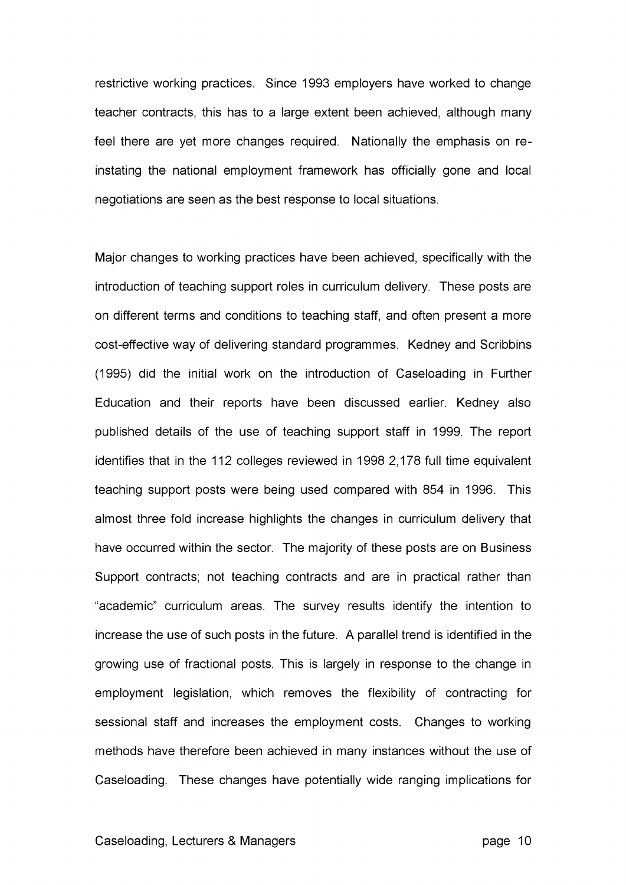restrictive working practices. Since 1993 employers have worked to change teacher contracts, this has to a large extent been achieved, although many feel there are yet more changes required. Nationally the emphasis on re-instating the national employment framework has officially gone and local negotiations are seen as the best response to local situations.

Major changes to working practices have been achieved, specifically with the introduction of teaching support roles in curriculum delivery. These posts are on different terms and conditions to teaching staff, and often present a more cost-effective way of delivering standard programmes. Kedney and Scribbins (1995) did the initial work on the introduction of Caseloading in Further Education and their reports have been discussed earlier. Kedney also published details of the use of teaching support staff in 1999. The report identifies that in the 112 colleges reviewed in 1998 2,178 full time equivalent teaching support posts were being used compared with 854 in 1996. This almost three fold increase highlights the changes in curriculum delivery that have occurred within the sector. The majority of these posts are on Business Support contracts; not teaching contracts and are in practical rather than "academic" curriculum areas. The survey results identify the intention to increase the use of such posts in the future. A parallel trend is identified in the growing use of fractional posts. This is largely in response to the change in employment legislation, which removes the flexibility of contracting for sessional staff and increases the employment costs. Changes to working methods have therefore been achieved in many instances without the use of Caseloading. These changes have potentially wide ranging implications for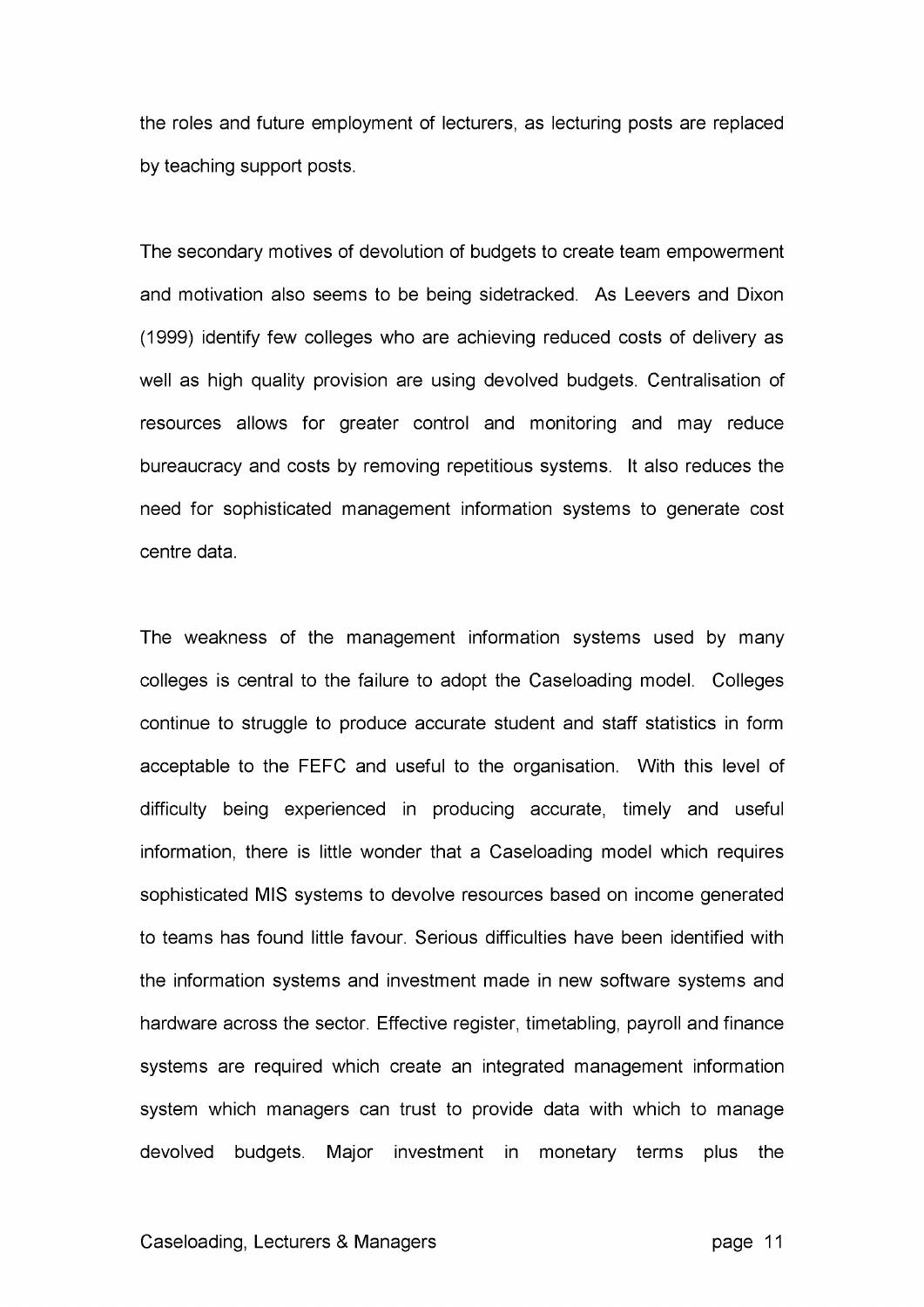the roles and future employment of lecturers, as lecturing posts are replaced by teaching support posts.

The secondary motives of devolution of budgets to create team empowerment and motivation also seems to be being sidetracked. As Leevers and Dixon (1999) identify few colleges who are achieving reduced costs of delivery as well as high quality provision are using devolved budgets. Centralisation of resources allows for greater control and monitoring and may reduce bureaucracy and costs by removing repetitious systems. It also reduces the need for sophisticated management information systems to generate cost centre data.

The weakness of the management information systems used by many colleges is central to the failure to adopt the Caseloading model. Colleges continue to struggle to produce accurate student and staff statistics in form acceptable to the FEFC and useful to the organisation. With this level of difficulty being experienced in producing accurate, timely and useful information, there is little wonder that a Caseloading model which requires sophisticated MIS systems to devolve resources based on income generated to teams has found little favour. Serious difficulties have been identified with the information systems and investment made in new software systems and hardware across the sector. Effective register, timetabling, payroll and finance systems are required which create an integrated management information system which managers can trust to provide data with which to manage devolved budgets. Major investment in monetary terms plus the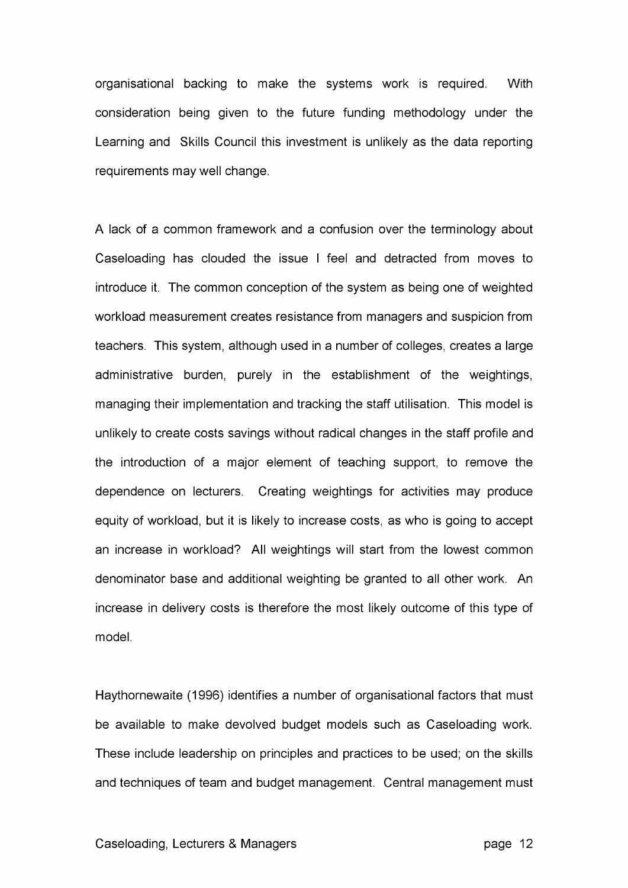organisational backing to make the systems work is required. With consideration being given to the future funding methodology under the Learning and Skills Council this investment is unlikely as the data reporting requirements may well change.

A lack of a common framework and a confusion over the terminology about Caseloading has clouded the issue I feel and detracted from moves to introduce it. The common conception of the system as being one of weighted workload measurement creates resistance from managers and suspicion from teachers. This system, although used in a number of colleges, creates a large administrative burden, purely in the establishment of the weightings, managing their implementation and tracking the staff utilisation. This model is unlikely to create costs savings without radical changes in the staff profile and the introduction of a major element of teaching support, to remove the dependence on lecturers. Creating weightings for activities may produce equity of workload, but it is likely to increase costs, as who is going to accept an increase in workload? All weightings will start from the lowest common denominator base and additional weighting be granted to all other work. An increase in delivery costs is therefore the most likely outcome of this type of model.

Haythornewaite (1996) identifies a number of organisational factors that must be available to make devolved budget models such as Caseloading work. These include leadership on principles and practices to be used; on the skills and techniques of team and budget management. Central management must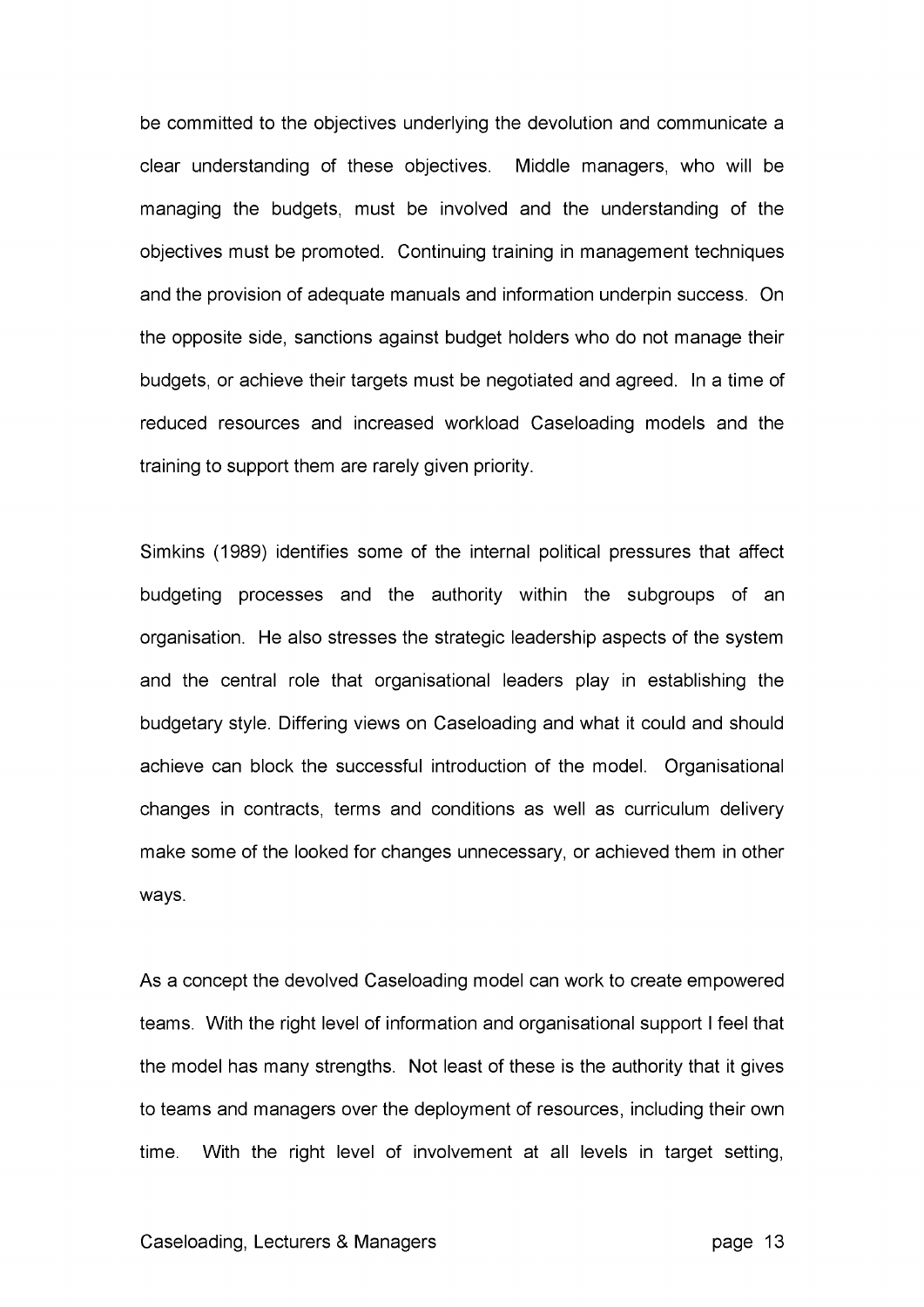be committed to the objectives underlying the devolution and communicate a clear understanding of these objectives. Middle managers, who will be managing the budgets, must be involved and the understanding of the objectives must be promoted. Continuing training in management techniques and the provision of adequate manuals and information underpin success. On the opposite side, sanctions against budget holders who do not manage their budgets, or achieve their targets must be negotiated and agreed. In a time of reduced resources and increased workload Caseloading models and the training to support them are rarely given priority.

Simkins (1989) identifies some of the internal political pressures that affect budgeting processes and the authority within the subgroups of an organisation. He also stresses the strategic leadership aspects of the system and the central role that organisational leaders play in establishing the budgetary style. Differing views on Caseloading and what it could and should achieve can block the successful introduction of the model. Organisational changes in contracts, terms and conditions as well as curriculum delivery make some of the looked for changes unnecessary, or achieved them in other ways.

As a concept the devolved Caseloading model can work to create empowered teams. With the right level of information and organisational support I feel that the model has many strengths. Not least of these is the authority that it gives to teams and managers over the deployment of resources, including their own time. With the right level of involvement at all levels in target setting,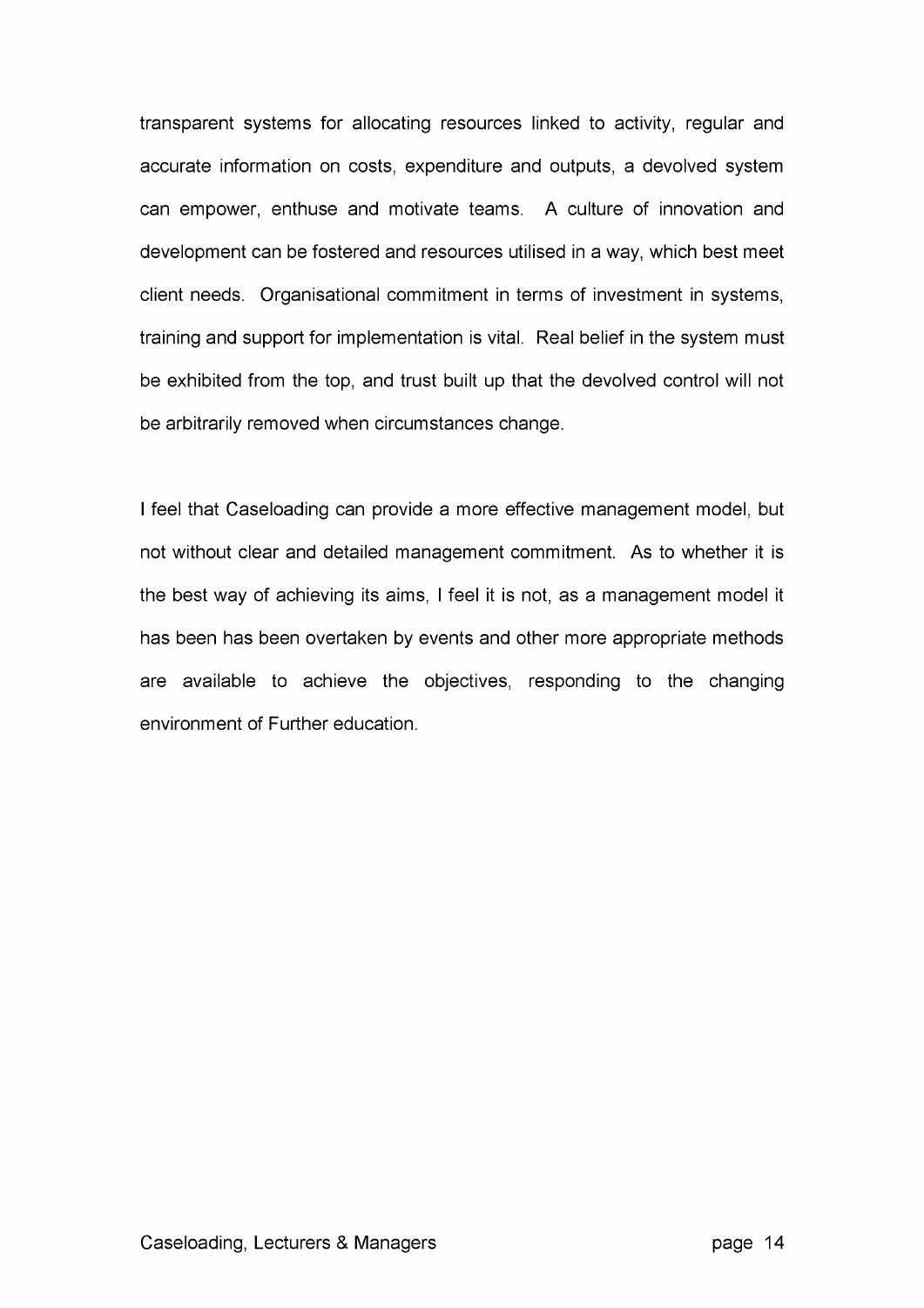transparent systems for allocating resources linked to activity, regular and accurate information on costs, expenditure and outputs, a devolved system can empower, enthuse and motivate teams. A culture of innovation and development can be fostered and resources utilised in a way, which best meet client needs. Organisational commitment in terms of investment in systems, training and support for implementation is vital. Real belief in the system must be exhibited from the top, and trust built up that the devolved control will not be arbitrarily removed when circumstances change.

I feel that Caseloading can provide a more effective management model, but not without clear and detailed management commitment. As to whether it is the best way of achieving its aims, I feel it is not, as a management model it has been has been overtaken by events and other more appropriate methods are available to achieve the objectives, responding to the changing environment of Further education.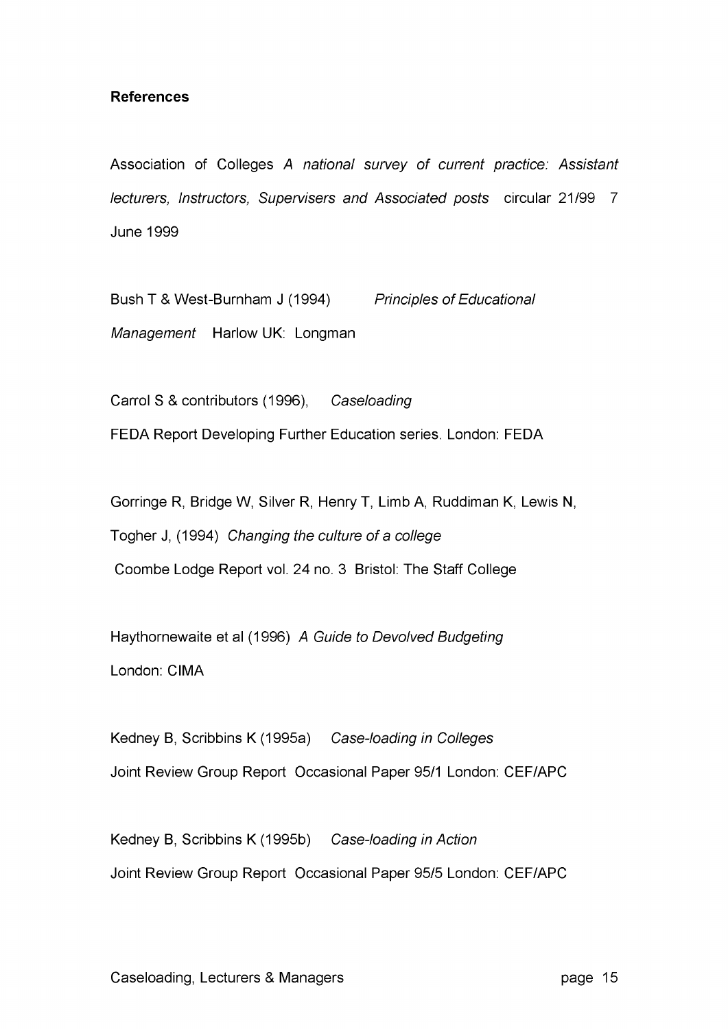**References**

Association of Colleges *A national survey of current practice: Assistant lecturers, Instructors, Supervisers and Associated posts* circular 21/99 7 June 1999

Bush T & West-Burnham J (1994) *Principles of Educational Management* Harlow UK: Longman

Carrol S & contributors (1996), *Caseloading*
FEDA Report Developing Further Education series. London: FEDA

Gorringe R, Bridge W, Silver R, Henry T, Limb A, Ruddiman K, Lewis N, Togher J, (1994) *Changing the culture of a college*
Coombe Lodge Report vol. 24 no. 3 Bristol: The Staff College

Haythornewaite et al (1996) *A Guide to Devolved Budgeting*
London: CIMA

Kedney B, Scribbins K (1995a) *Case-loading in Colleges*
Joint Review Group Report Occasional Paper 95/1 London: CEF/APC

Kedney B, Scribbins K (1995b) *Case-loading in Action*
Joint Review Group Report Occasional Paper 95/5 London: CEF/APC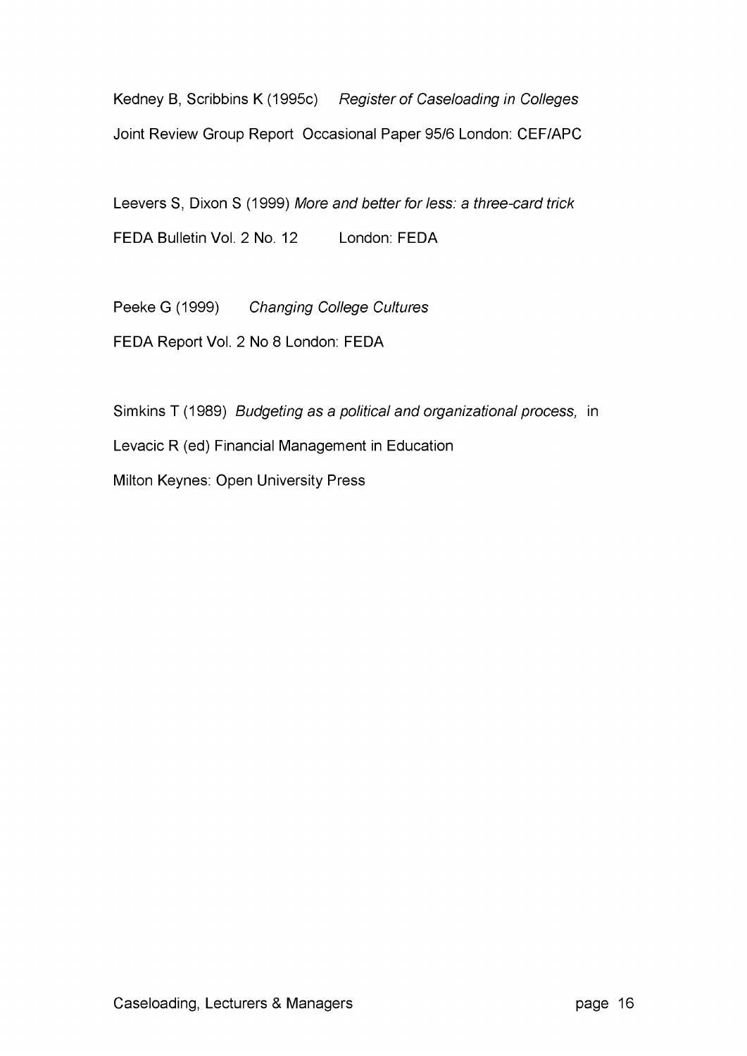Kedney B, Scribbins K (1995c) *Register of Caseloading in Colleges*
Joint Review Group Report Occasional Paper 95/6 London: CEF/APC

Leevers S, Dixon S (1999) *More and better for less: a three-card trick*
FEDA Bulletin Vol. 2 No. 12 London: FEDA

Peeke G (1999) *Changing College Cultures*
FEDA Report Vol. 2 No 8 London: FEDA

Simkins T (1989) *Budgeting as a political and organizational process,* in
Levacic R (ed) Financial Management in Education
Milton Keynes: Open University Press